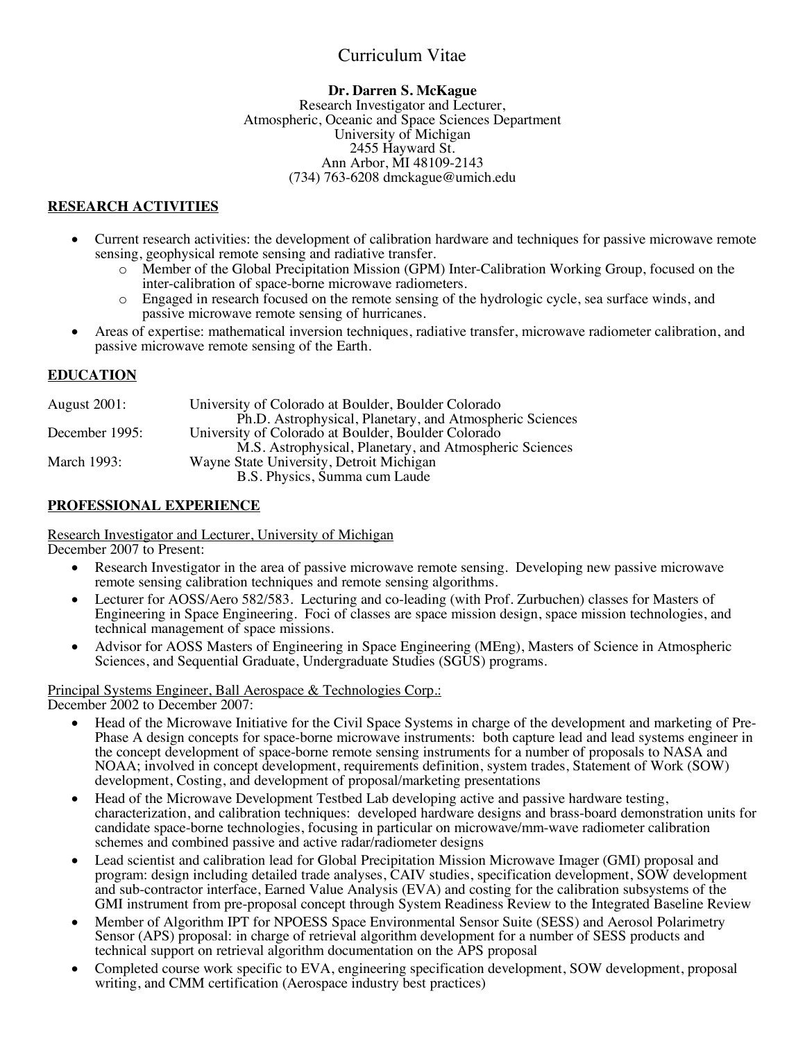# Curriculum Vitae

**Dr. Darren S. McKague**
Research Investigator and Lecturer,
Atmospheric, Oceanic and Space Sciences Department
University of Michigan
2455 Hayward St.
Ann Arbor, MI 48109-2143
(734) 763-6208 dmckague@umich.edu

## RESEARCH ACTIVITIES

- Current research activities: the development of calibration hardware and techniques for passive microwave remote sensing, geophysical remote sensing and radiative transfer.
  - Member of the Global Precipitation Mission (GPM) Inter-Calibration Working Group, focused on the inter-calibration of space-borne microwave radiometers.
  - Engaged in research focused on the remote sensing of the hydrologic cycle, sea surface winds, and passive microwave remote sensing of hurricanes.
- Areas of expertise: mathematical inversion techniques, radiative transfer, microwave radiometer calibration, and passive microwave remote sensing of the Earth.

## EDUCATION

| | |
|---|---|
| August 2001: | University of Colorado at Boulder, Boulder Colorado<br>Ph.D. Astrophysical, Planetary, and Atmospheric Sciences |
| December 1995: | University of Colorado at Boulder, Boulder Colorado<br>M.S. Astrophysical, Planetary, and Atmospheric Sciences |
| March 1993: | Wayne State University, Detroit Michigan<br>B.S. Physics, Summa cum Laude |

## PROFESSIONAL EXPERIENCE

Research Investigator and Lecturer, University of Michigan
December 2007 to Present:

- Research Investigator in the area of passive microwave remote sensing. Developing new passive microwave remote sensing calibration techniques and remote sensing algorithms.
- Lecturer for AOSS/Aero 582/583. Lecturing and co-leading (with Prof. Zurbuchen) classes for Masters of Engineering in Space Engineering. Foci of classes are space mission design, space mission technologies, and technical management of space missions.
- Advisor for AOSS Masters of Engineering in Space Engineering (MEng), Masters of Science in Atmospheric Sciences, and Sequential Graduate, Undergraduate Studies (SGUS) programs.

Principal Systems Engineer, Ball Aerospace & Technologies Corp.:
December 2002 to December 2007:

- Head of the Microwave Initiative for the Civil Space Systems in charge of the development and marketing of Pre-Phase A design concepts for space-borne microwave instruments: both capture lead and lead systems engineer in the concept development of space-borne remote sensing instruments for a number of proposals to NASA and NOAA; involved in concept development, requirements definition, system trades, Statement of Work (SOW) development, Costing, and development of proposal/marketing presentations
- Head of the Microwave Development Testbed Lab developing active and passive hardware testing, characterization, and calibration techniques: developed hardware designs and brass-board demonstration units for candidate space-borne technologies, focusing in particular on microwave/mm-wave radiometer calibration schemes and combined passive and active radar/radiometer designs
- Lead scientist and calibration lead for Global Precipitation Mission Microwave Imager (GMI) proposal and program: design including detailed trade analyses, CAIV studies, specification development, SOW development and sub-contractor interface, Earned Value Analysis (EVA) and costing for the calibration subsystems of the GMI instrument from pre-proposal concept through System Readiness Review to the Integrated Baseline Review
- Member of Algorithm IPT for NPOESS Space Environmental Sensor Suite (SESS) and Aerosol Polarimetry Sensor (APS) proposal: in charge of retrieval algorithm development for a number of SESS products and technical support on retrieval algorithm documentation on the APS proposal
- Completed course work specific to EVA, engineering specification development, SOW development, proposal writing, and CMM certification (Aerospace industry best practices)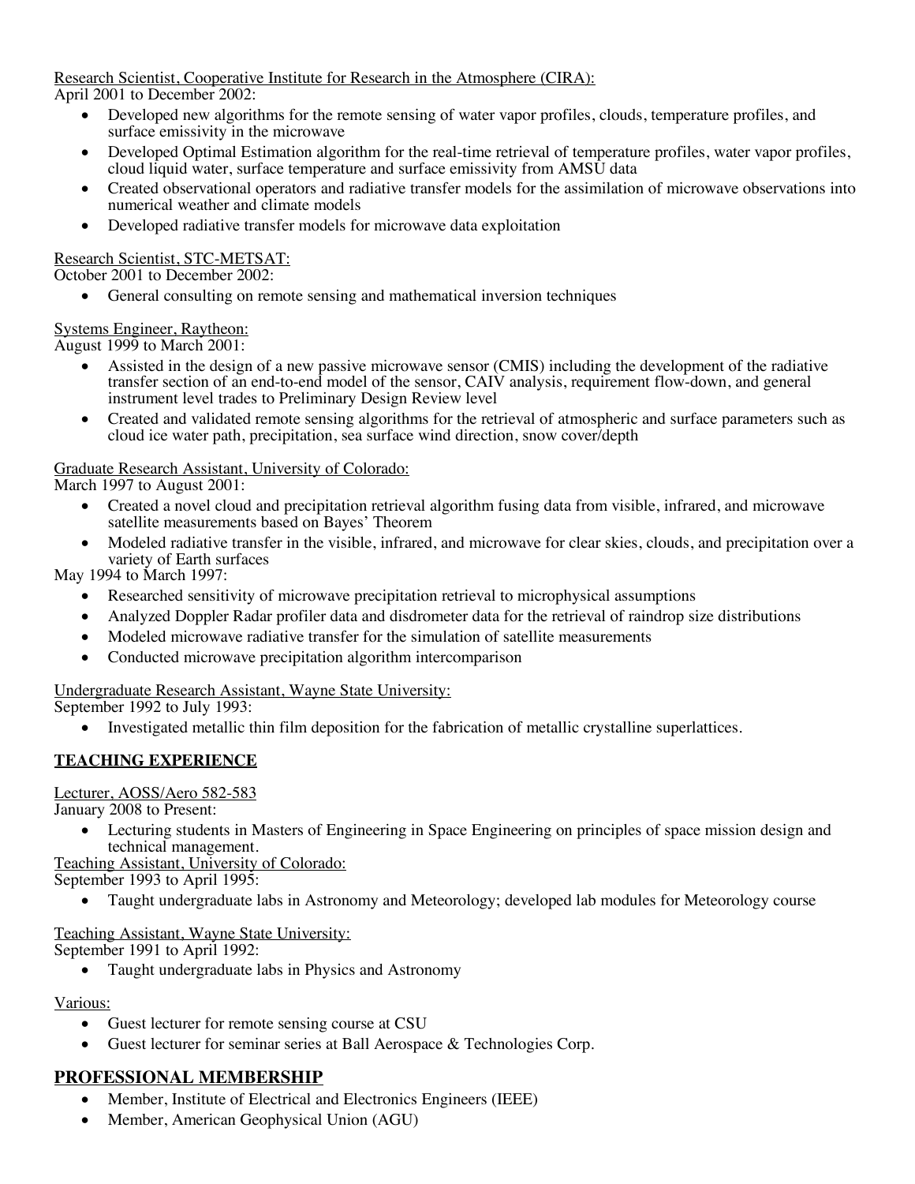Research Scientist, Cooperative Institute for Research in the Atmosphere (CIRA):
April 2001 to December 2002:

- Developed new algorithms for the remote sensing of water vapor profiles, clouds, temperature profiles, and surface emissivity in the microwave
- Developed Optimal Estimation algorithm for the real-time retrieval of temperature profiles, water vapor profiles, cloud liquid water, surface temperature and surface emissivity from AMSU data
- Created observational operators and radiative transfer models for the assimilation of microwave observations into numerical weather and climate models
- Developed radiative transfer models for microwave data exploitation

Research Scientist, STC-METSAT:
October 2001 to December 2002:

- General consulting on remote sensing and mathematical inversion techniques

Systems Engineer, Raytheon:
August 1999 to March 2001:

- Assisted in the design of a new passive microwave sensor (CMIS) including the development of the radiative transfer section of an end-to-end model of the sensor, CAIV analysis, requirement flow-down, and general instrument level trades to Preliminary Design Review level
- Created and validated remote sensing algorithms for the retrieval of atmospheric and surface parameters such as cloud ice water path, precipitation, sea surface wind direction, snow cover/depth

Graduate Research Assistant, University of Colorado:
March 1997 to August 2001:

- Created a novel cloud and precipitation retrieval algorithm fusing data from visible, infrared, and microwave satellite measurements based on Bayes' Theorem
- Modeled radiative transfer in the visible, infrared, and microwave for clear skies, clouds, and precipitation over a variety of Earth surfaces

May 1994 to March 1997:

- Researched sensitivity of microwave precipitation retrieval to microphysical assumptions
- Analyzed Doppler Radar profiler data and disdrometer data for the retrieval of raindrop size distributions
- Modeled microwave radiative transfer for the simulation of satellite measurements
- Conducted microwave precipitation algorithm intercomparison

Undergraduate Research Assistant, Wayne State University:
September 1992 to July 1993:

- Investigated metallic thin film deposition for the fabrication of metallic crystalline superlattices.

## TEACHING EXPERIENCE

Lecturer, AOSS/Aero 582-583
January 2008 to Present:

- Lecturing students in Masters of Engineering in Space Engineering on principles of space mission design and technical management.

Teaching Assistant, University of Colorado:
September 1993 to April 1995:

- Taught undergraduate labs in Astronomy and Meteorology; developed lab modules for Meteorology course

Teaching Assistant, Wayne State University:
September 1991 to April 1992:

- Taught undergraduate labs in Physics and Astronomy

Various:

- Guest lecturer for remote sensing course at CSU
- Guest lecturer for seminar series at Ball Aerospace & Technologies Corp.

## PROFESSIONAL MEMBERSHIP

- Member, Institute of Electrical and Electronics Engineers (IEEE)
- Member, American Geophysical Union (AGU)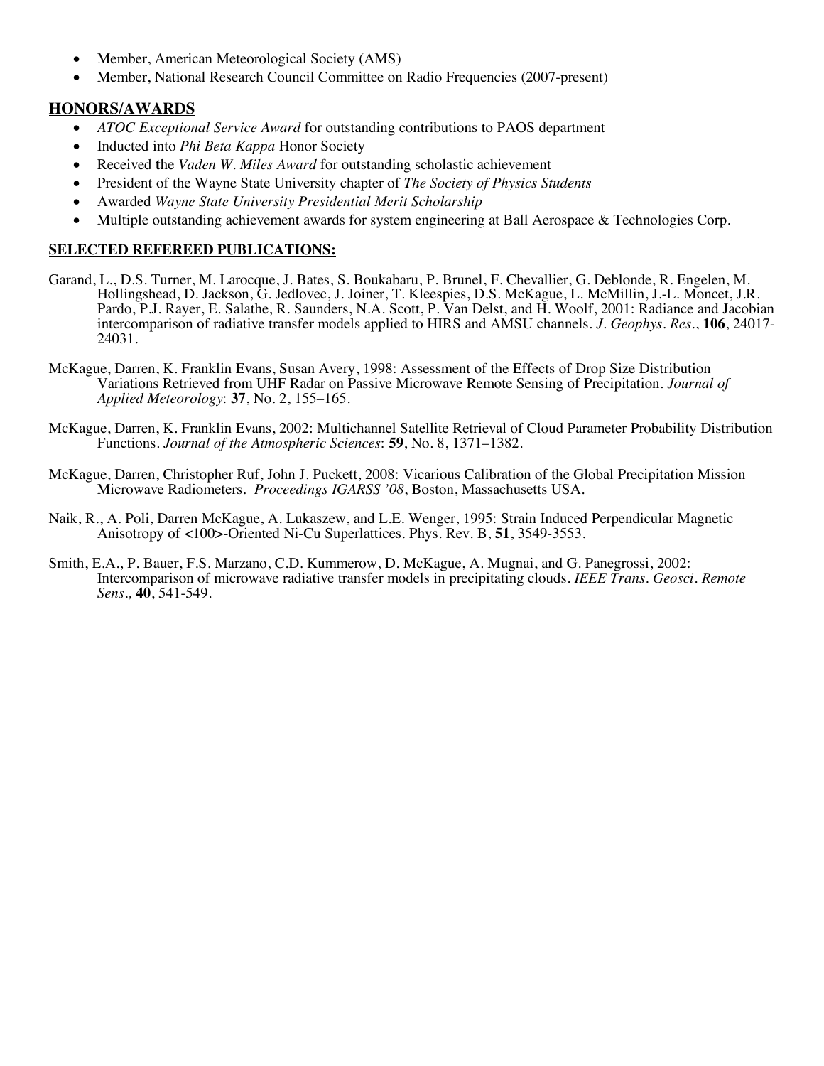- Member, American Meteorological Society (AMS)
- Member, National Research Council Committee on Radio Frequencies (2007-present)

## HONORS/AWARDS

- *ATOC Exceptional Service Award* for outstanding contributions to PAOS department
- Inducted into *Phi Beta Kappa* Honor Society
- Received **t**he *Vaden W. Miles Award* for outstanding scholastic achievement
- President of the Wayne State University chapter of *The Society of Physics Students*
- Awarded *Wayne State University Presidential Merit Scholarship*
- Multiple outstanding achievement awards for system engineering at Ball Aerospace & Technologies Corp.

## SELECTED REFEREED PUBLICATIONS:

Garand, L., D.S. Turner, M. Larocque, J. Bates, S. Boukabaru, P. Brunel, F. Chevallier, G. Deblonde, R. Engelen, M. Hollingshead, D. Jackson, G. Jedlovec, J. Joiner, T. Kleespies, D.S. McKague, L. McMillin, J.-L. Moncet, J.R. Pardo, P.J. Rayer, E. Salathe, R. Saunders, N.A. Scott, P. Van Delst, and H. Woolf, 2001: Radiance and Jacobian intercomparison of radiative transfer models applied to HIRS and AMSU channels. *J. Geophys. Res.*, **106**, 24017-24031.

McKague, Darren, K. Franklin Evans, Susan Avery, 1998: Assessment of the Effects of Drop Size Distribution Variations Retrieved from UHF Radar on Passive Microwave Remote Sensing of Precipitation. *Journal of Applied Meteorology*: **37**, No. 2, 155–165.

McKague, Darren, K. Franklin Evans, 2002: Multichannel Satellite Retrieval of Cloud Parameter Probability Distribution Functions. *Journal of the Atmospheric Sciences*: **59**, No. 8, 1371–1382.

McKague, Darren, Christopher Ruf, John J. Puckett, 2008: Vicarious Calibration of the Global Precipitation Mission Microwave Radiometers. *Proceedings IGARSS '08*, Boston, Massachusetts USA.

Naik, R., A. Poli, Darren McKague, A. Lukaszew, and L.E. Wenger, 1995: Strain Induced Perpendicular Magnetic Anisotropy of <100>-Oriented Ni-Cu Superlattices. Phys. Rev. B, **51**, 3549-3553.

Smith, E.A., P. Bauer, F.S. Marzano, C.D. Kummerow, D. McKague, A. Mugnai, and G. Panegrossi, 2002: Intercomparison of microwave radiative transfer models in precipitating clouds. *IEEE Trans. Geosci. Remote Sens.,* **40**, 541-549.